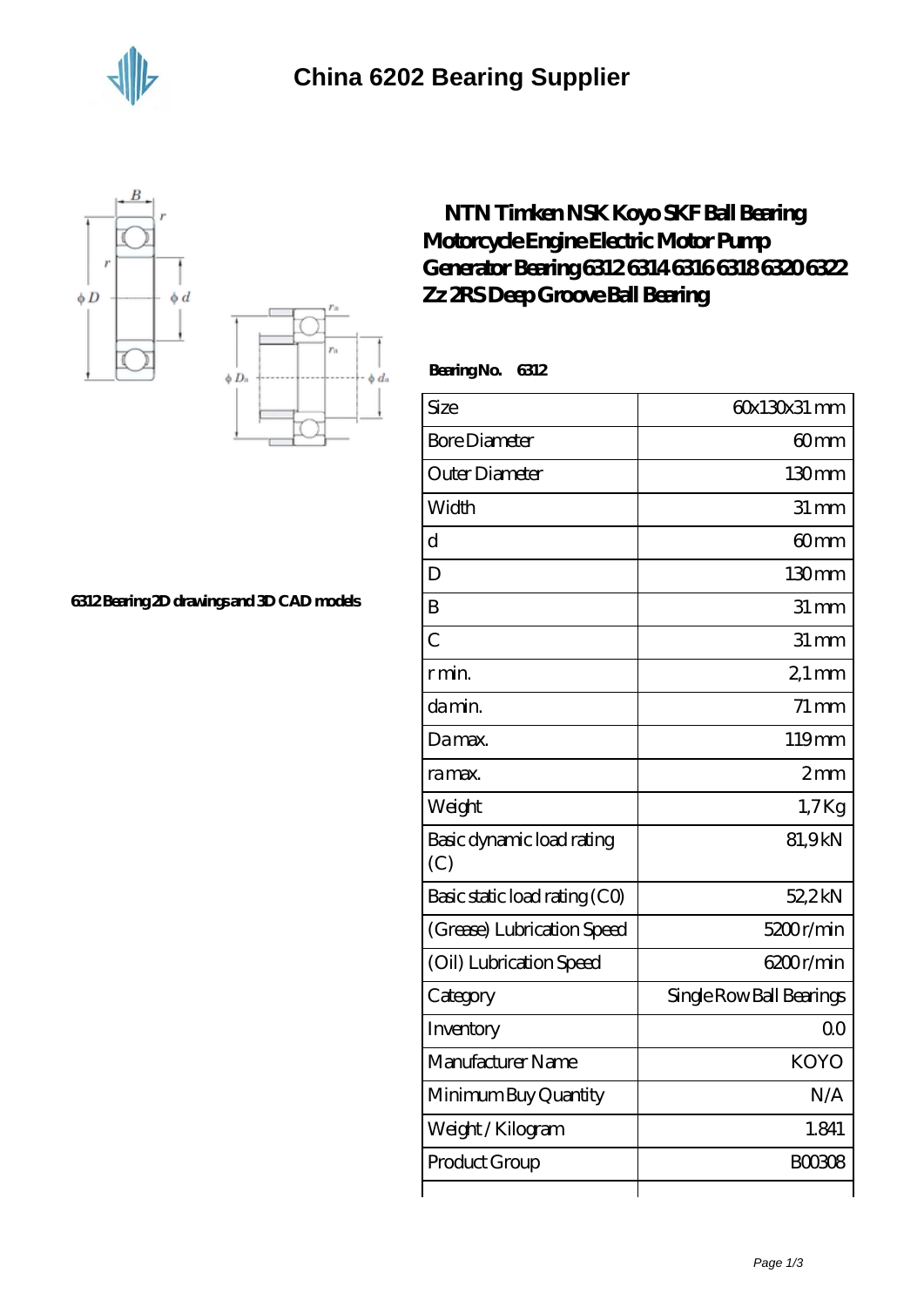# China 6202 Bearing Supplier

6312 Bearing 2D drawings and 3D CAD models

## NTN Timken NSK Koyo SKF Ball Bearing Motorcycle Engine Electric Motor Pump Generator Bearing 6312 6314 6316 6318 6320 6322 Zz 2RS Deep Groove Ball Bearing

**Bearing No. 6312**

| Size | 60x130x31 mm |
|---|---|
| Bore Diameter | 60 mm |
| Outer Diameter | 130 mm |
| Width | 31 mm |
| d | 60 mm |
| D | 130 mm |
| B | 31 mm |
| C | 31 mm |
| r min. | 2,1 mm |
| da min. | 71 mm |
| Da max. | 119 mm |
| ra max. | 2 mm |
| Weight | 1,7 Kg |
| Basic dynamic load rating (C) | 81,9 kN |
| Basic static load rating (C0) | 52,2 kN |
| (Grease) Lubrication Speed | 5200 r/min |
| (Oil) Lubrication Speed | 6200 r/min |
| Category | Single Row Ball Bearings |
| Inventory | 0.0 |
| Manufacturer Name | KOYO |
| Minimum Buy Quantity | N/A |
| Weight / Kilogram | 1.841 |
| Product Group | B00308 |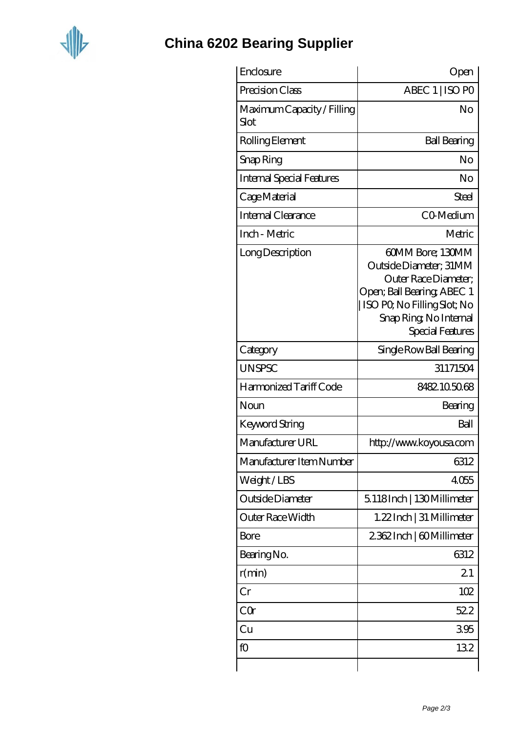# China 6202 Bearing Supplier

| | |
|---|---|
| Enclosure | Open |
| Precision Class | ABEC 1 \| ISO P0 |
| Maximum Capacity / Filling Slot | No |
| Rolling Element | Ball Bearing |
| Snap Ring | No |
| Internal Special Features | No |
| Cage Material | Steel |
| Internal Clearance | C0-Medium |
| Inch - Metric | Metric |
| Long Description | 60MM Bore; 130MM Outside Diameter; 31MM Outer Race Diameter; Open; Ball Bearing; ABEC 1 \| ISO P0; No Filling Slot; No Snap Ring; No Internal Special Features |
| Category | Single Row Ball Bearing |
| UNSPSC | 31171504 |
| Harmonized Tariff Code | 8482.10.50.68 |
| Noun | Bearing |
| Keyword String | Ball |
| Manufacturer URL | http://www.koyousa.com |
| Manufacturer Item Number | 6312 |
| Weight / LBS | 4.055 |
| Outside Diameter | 5.118 Inch \| 130 Millimeter |
| Outer Race Width | 1.22 Inch \| 31 Millimeter |
| Bore | 2.362 Inch \| 60 Millimeter |
| Bearing No. | 6312 |
| r(min) | 2.1 |
| Cr | 102 |
| C0r | 52.2 |
| Cu | 3.95 |
| f0 | 13.2 |
| | |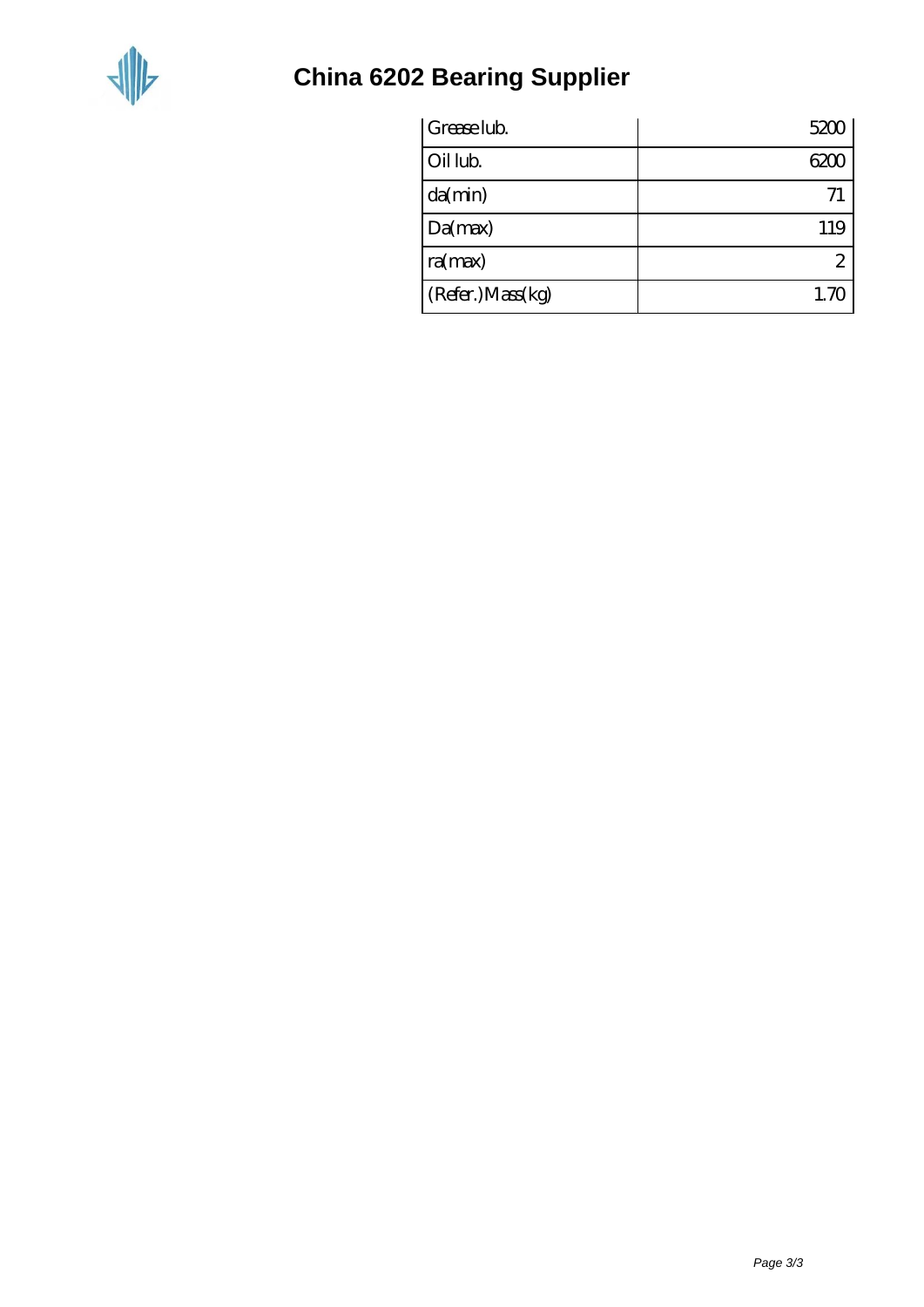| | |
|---|---|
| Grease lub. | 5200 |
| Oil lub. | 6200 |
| da(min) | 71 |
| Da(max) | 119 |
| ra(max) | 2 |
| (Refer.)Mass(kg) | 1.70 |